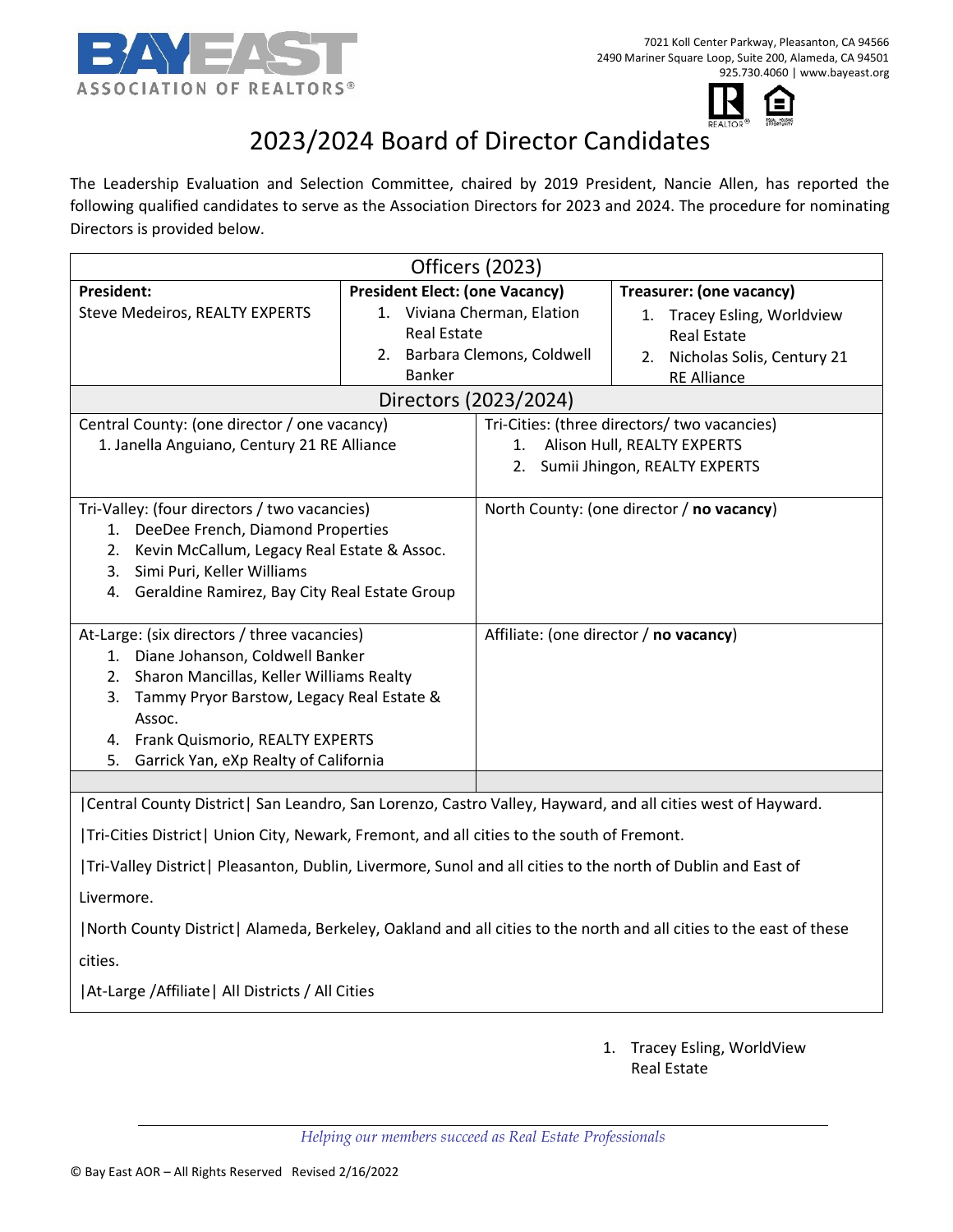BAYEAST ASSOCIATION OF REALTORS®

7021 Koll Center Parkway, Pleasanton, CA 94566
2490 Mariner Square Loop, Suite 200, Alameda, CA 94501
925.730.4060 | www.bayeast.org

# 2023/2024 Board of Director Candidates

The Leadership Evaluation and Selection Committee, chaired by 2019 President, Nancie Allen, has reported the following qualified candidates to serve as the Association Directors for 2023 and 2024. The procedure for nominating Directors is provided below.

## Officers (2023)

| President: | President Elect: (one Vacancy) | Treasurer: (one vacancy) |
|---|---|---|
| Steve Medeiros, REALTY EXPERTS | 1. Viviana Cherman, Elation Real Estate<br>2. Barbara Clemons, Coldwell Banker | 1. Tracey Esling, Worldview Real Estate<br>2. Nicholas Solis, Century 21 RE Alliance |

## Directors (2023/2024)

| | |
|---|---|
| Central County: (one director / one vacancy)<br>1. Janella Anguiano, Century 21 RE Alliance | Tri-Cities: (three directors/ two vacancies)<br>1. Alison Hull, REALTY EXPERTS<br>2. Sumii Jhingon, REALTY EXPERTS |
| Tri-Valley: (four directors / two vacancies)<br>1. DeeDee French, Diamond Properties<br>2. Kevin McCallum, Legacy Real Estate & Assoc.<br>3. Simi Puri, Keller Williams<br>4. Geraldine Ramirez, Bay City Real Estate Group | North County: (one director / **no vacancy**) |
| At-Large: (six directors / three vacancies)<br>1. Diane Johanson, Coldwell Banker<br>2. Sharon Mancillas, Keller Williams Realty<br>3. Tammy Pryor Barstow, Legacy Real Estate & Assoc.<br>4. Frank Quismorio, REALTY EXPERTS<br>5. Garrick Yan, eXp Realty of California | Affiliate: (one director / **no vacancy**) |

|Central County District| San Leandro, San Lorenzo, Castro Valley, Hayward, and all cities west of Hayward.

|Tri-Cities District| Union City, Newark, Fremont, and all cities to the south of Fremont.

|Tri-Valley District| Pleasanton, Dublin, Livermore, Sunol and all cities to the north of Dublin and East of Livermore.

|North County District| Alameda, Berkeley, Oakland and all cities to the north and all cities to the east of these cities.

|At-Large /Affiliate| All Districts / All Cities

1. Tracey Esling, WorldView Real Estate

*Helping our members succeed as Real Estate Professionals*

© Bay East AOR – All Rights Reserved Revised 2/16/2022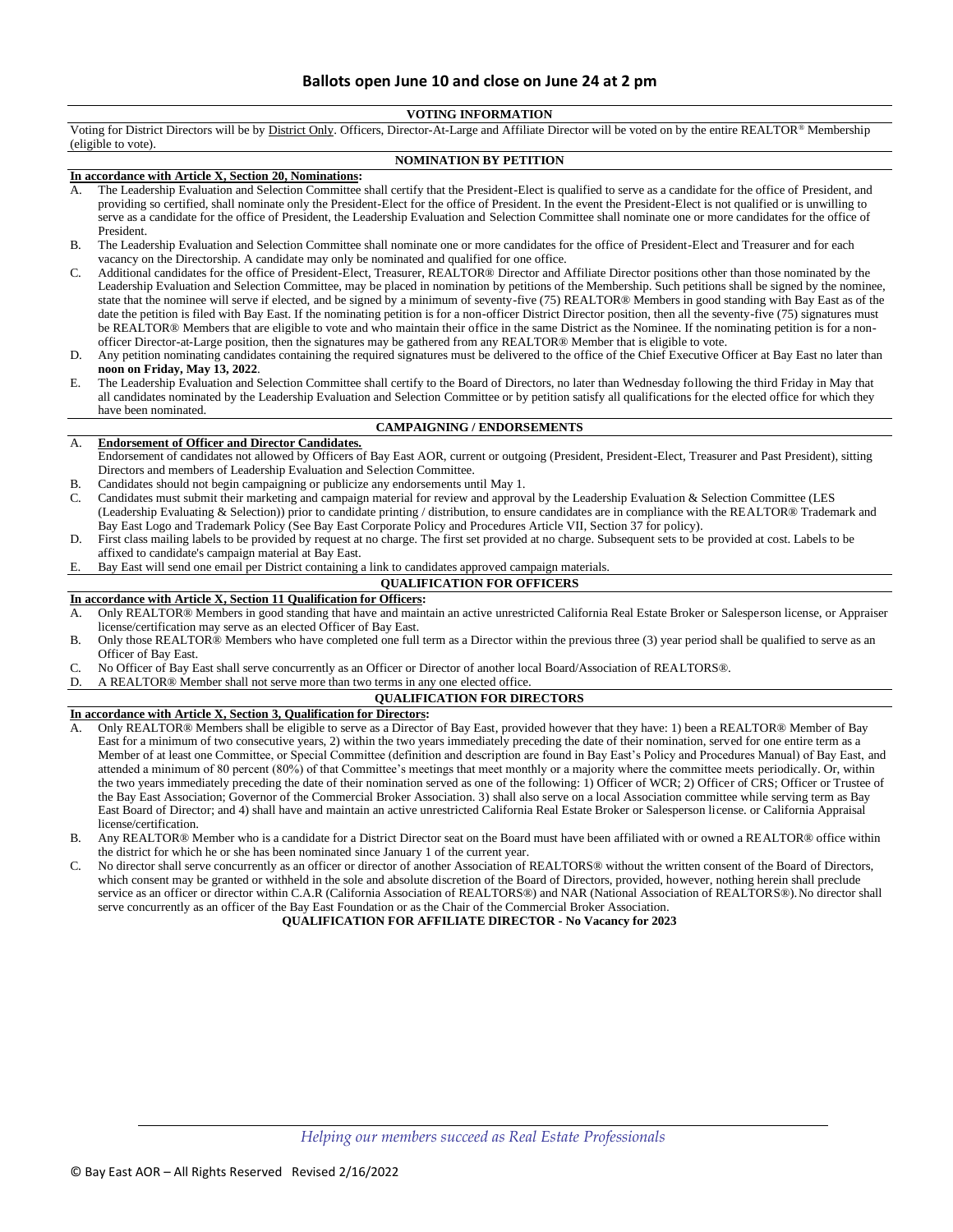## Ballots open June 10 and close on June 24 at 2 pm

### VOTING INFORMATION

Voting for District Directors will be by District Only. Officers, Director-At-Large and Affiliate Director will be voted on by the entire REALTOR® Membership (eligible to vote).

### NOMINATION BY PETITION

**In accordance with Article X, Section 20, Nominations:**

A. The Leadership Evaluation and Selection Committee shall certify that the President-Elect is qualified to serve as a candidate for the office of President, and providing so certified, shall nominate only the President-Elect for the office of President. In the event the President-Elect is not qualified or is unwilling to serve as a candidate for the office of President, the Leadership Evaluation and Selection Committee shall nominate one or more candidates for the office of President.

B. The Leadership Evaluation and Selection Committee shall nominate one or more candidates for the office of President-Elect and Treasurer and for each vacancy on the Directorship. A candidate may only be nominated and qualified for one office.

C. Additional candidates for the office of President-Elect, Treasurer, REALTOR® Director and Affiliate Director positions other than those nominated by the Leadership Evaluation and Selection Committee, may be placed in nomination by petitions of the Membership. Such petitions shall be signed by the nominee, state that the nominee will serve if elected, and be signed by a minimum of seventy-five (75) REALTOR® Members in good standing with Bay East as of the date the petition is filed with Bay East. If the nominating petition is for a non-officer District Director position, then all the seventy-five (75) signatures must be REALTOR® Members that are eligible to vote and who maintain their office in the same District as the Nominee. If the nominating petition is for a non-officer Director-at-Large position, then the signatures may be gathered from any REALTOR® Member that is eligible to vote.

D. Any petition nominating candidates containing the required signatures must be delivered to the office of the Chief Executive Officer at Bay East no later than **noon on Friday, May 13, 2022**.

E. The Leadership Evaluation and Selection Committee shall certify to the Board of Directors, no later than Wednesday following the third Friday in May that all candidates nominated by the Leadership Evaluation and Selection Committee or by petition satisfy all qualifications for the elected office for which they have been nominated.

### CAMPAIGNING / ENDORSEMENTS

A. **Endorsement of Officer and Director Candidates.**
Endorsement of candidates not allowed by Officers of Bay East AOR, current or outgoing (President, President-Elect, Treasurer and Past President), sitting Directors and members of Leadership Evaluation and Selection Committee.

B. Candidates should not begin campaigning or publicize any endorsements until May 1.

C. Candidates must submit their marketing and campaign material for review and approval by the Leadership Evaluation & Selection Committee (LES (Leadership Evaluating & Selection)) prior to candidate printing / distribution, to ensure candidates are in compliance with the REALTOR® Trademark and Bay East Logo and Trademark Policy (See Bay East Corporate Policy and Procedures Article VII, Section 37 for policy).

D. First class mailing labels to be provided by request at no charge. The first set provided at no charge. Subsequent sets to be provided at cost. Labels to be affixed to candidate's campaign material at Bay East.

E. Bay East will send one email per District containing a link to candidates approved campaign materials.

### QUALIFICATION FOR OFFICERS

**In accordance with Article X, Section 11 Qualification for Officers:**

A. Only REALTOR® Members in good standing that have and maintain an active unrestricted California Real Estate Broker or Salesperson license, or Appraiser license/certification may serve as an elected Officer of Bay East.

B. Only those REALTOR® Members who have completed one full term as a Director within the previous three (3) year period shall be qualified to serve as an Officer of Bay East.

C. No Officer of Bay East shall serve concurrently as an Officer or Director of another local Board/Association of REALTORS®.

D. A REALTOR® Member shall not serve more than two terms in any one elected office.

### QUALIFICATION FOR DIRECTORS

**In accordance with Article X, Section 3, Qualification for Directors:**

A. Only REALTOR® Members shall be eligible to serve as a Director of Bay East, provided however that they have: 1) been a REALTOR® Member of Bay East for a minimum of two consecutive years, 2) within the two years immediately preceding the date of their nomination, served for one entire term as a Member of at least one Committee, or Special Committee (definition and description are found in Bay East's Policy and Procedures Manual) of Bay East, and attended a minimum of 80 percent (80%) of that Committee's meetings that meet monthly or a majority where the committee meets periodically. Or, within the two years immediately preceding the date of their nomination served as one of the following: 1) Officer of WCR; 2) Officer of CRS; Officer or Trustee of the Bay East Association; Governor of the Commercial Broker Association. 3) shall also serve on a local Association committee while serving term as Bay East Board of Director; and 4) shall have and maintain an active unrestricted California Real Estate Broker or Salesperson license. or California Appraisal license/certification.

B. Any REALTOR® Member who is a candidate for a District Director seat on the Board must have been affiliated with or owned a REALTOR® office within the district for which he or she has been nominated since January 1 of the current year.

C. No director shall serve concurrently as an officer or director of another Association of REALTORS® without the written consent of the Board of Directors, which consent may be granted or withheld in the sole and absolute discretion of the Board of Directors, provided, however, nothing herein shall preclude service as an officer or director within C.A.R (California Association of REALTORS®) and NAR (National Association of REALTORS®). No director shall serve concurrently as an officer of the Bay East Foundation or as the Chair of the Commercial Broker Association.

### QUALIFICATION FOR AFFILIATE DIRECTOR - No Vacancy for 2023

*Helping our members succeed as Real Estate Professionals*

© Bay East AOR – All Rights Reserved Revised 2/16/2022